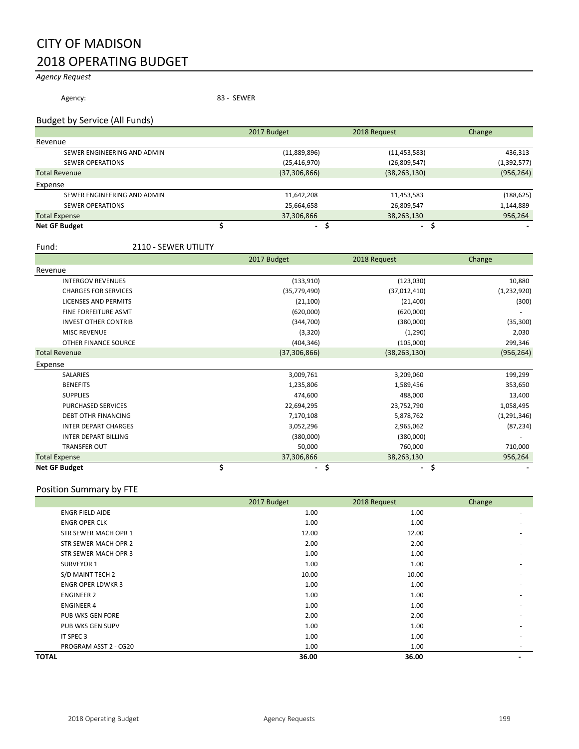# CITY OF MADISON
# 2018 OPERATING BUDGET

*Agency Request*

Agency: 83 - SEWER

## Budget by Service (All Funds)

| | 2017 Budget | 2018 Request | Change |
|---|---|---|---|
| **Revenue** | | | |
| SEWER ENGINEERING AND ADMIN | (11,889,896) | (11,453,583) | 436,313 |
| SEWER OPERATIONS | (25,416,970) | (26,809,547) | (1,392,577) |
| **Total Revenue** | (37,306,866) | (38,263,130) | (956,264) |
| **Expense** | | | |
| SEWER ENGINEERING AND ADMIN | 11,642,208 | 11,453,583 | (188,625) |
| SEWER OPERATIONS | 25,664,658 | 26,809,547 | 1,144,889 |
| **Total Expense** | 37,306,866 | 38,263,130 | 956,264 |
| **Net GF Budget** | $ - | $ - | $ - |

Fund: 2110 - SEWER UTILITY

| | 2017 Budget | 2018 Request | Change |
|---|---|---|---|
| **Revenue** | | | |
| INTERGOV REVENUES | (133,910) | (123,030) | 10,880 |
| CHARGES FOR SERVICES | (35,779,490) | (37,012,410) | (1,232,920) |
| LICENSES AND PERMITS | (21,100) | (21,400) | (300) |
| FINE FORFEITURE ASMT | (620,000) | (620,000) | - |
| INVEST OTHER CONTRIB | (344,700) | (380,000) | (35,300) |
| MISC REVENUE | (3,320) | (1,290) | 2,030 |
| OTHER FINANCE SOURCE | (404,346) | (105,000) | 299,346 |
| **Total Revenue** | (37,306,866) | (38,263,130) | (956,264) |
| **Expense** | | | |
| SALARIES | 3,009,761 | 3,209,060 | 199,299 |
| BENEFITS | 1,235,806 | 1,589,456 | 353,650 |
| SUPPLIES | 474,600 | 488,000 | 13,400 |
| PURCHASED SERVICES | 22,694,295 | 23,752,790 | 1,058,495 |
| DEBT OTHR FINANCING | 7,170,108 | 5,878,762 | (1,291,346) |
| INTER DEPART CHARGES | 3,052,296 | 2,965,062 | (87,234) |
| INTER DEPART BILLING | (380,000) | (380,000) | - |
| TRANSFER OUT | 50,000 | 760,000 | 710,000 |
| **Total Expense** | 37,306,866 | 38,263,130 | 956,264 |
| **Net GF Budget** | $ - | $ - | $ - |

## Position Summary by FTE

| | 2017 Budget | 2018 Request | Change |
|---|---|---|---|
| ENGR FIELD AIDE | 1.00 | 1.00 | - |
| ENGR OPER CLK | 1.00 | 1.00 | - |
| STR SEWER MACH OPR 1 | 12.00 | 12.00 | - |
| STR SEWER MACH OPR 2 | 2.00 | 2.00 | - |
| STR SEWER MACH OPR 3 | 1.00 | 1.00 | - |
| SURVEYOR 1 | 1.00 | 1.00 | - |
| S/D MAINT TECH 2 | 10.00 | 10.00 | - |
| ENGR OPER LDWKR 3 | 1.00 | 1.00 | - |
| ENGINEER 2 | 1.00 | 1.00 | - |
| ENGINEER 4 | 1.00 | 1.00 | - |
| PUB WKS GEN FORE | 2.00 | 2.00 | - |
| PUB WKS GEN SUPV | 1.00 | 1.00 | - |
| IT SPEC 3 | 1.00 | 1.00 | - |
| PROGRAM ASST 2 - CG20 | 1.00 | 1.00 | - |
| **TOTAL** | **36.00** | **36.00** | **-** |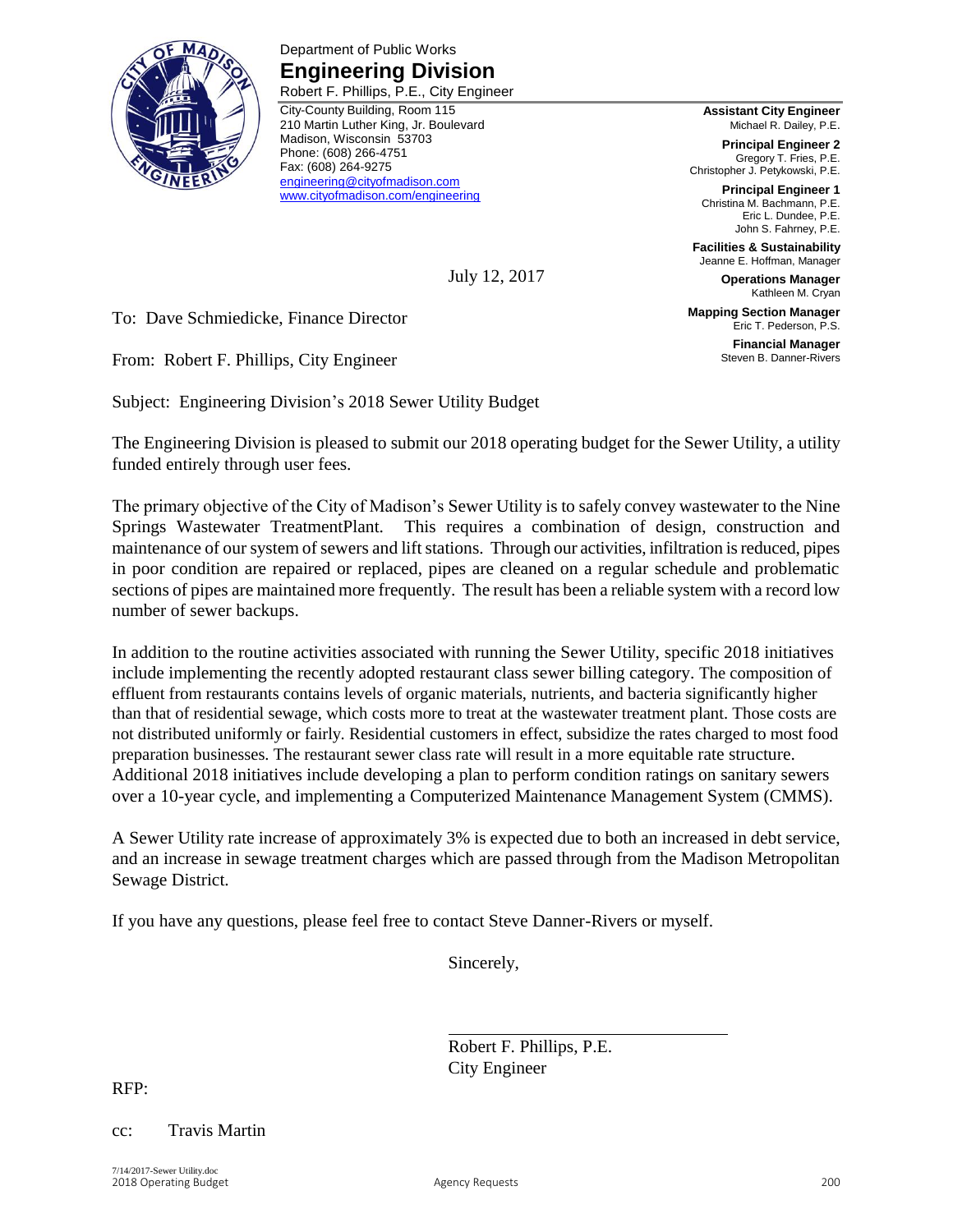Department of Public Works

# Engineering Division

Robert F. Phillips, P.E., City Engineer

City-County Building, Room 115
210 Martin Luther King, Jr. Boulevard
Madison, Wisconsin 53703
Phone: (608) 266-4751
Fax: (608) 264-9275
engineering@cityofmadison.com
www.cityofmadison.com/engineering

**Assistant City Engineer**
Michael R. Dailey, P.E.

**Principal Engineer 2**
Gregory T. Fries, P.E.
Christopher J. Petykowski, P.E.

**Principal Engineer 1**
Christina M. Bachmann, P.E.
Eric L. Dundee, P.E.
John S. Fahrney, P.E.

**Facilities & Sustainability**
Jeanne E. Hoffman, Manager

**Operations Manager**
Kathleen M. Cryan

**Mapping Section Manager**
Eric T. Pederson, P.S.

**Financial Manager**
Steven B. Danner-Rivers

July 12, 2017

To: Dave Schmiedicke, Finance Director

From: Robert F. Phillips, City Engineer

Subject: Engineering Division's 2018 Sewer Utility Budget

The Engineering Division is pleased to submit our 2018 operating budget for the Sewer Utility, a utility funded entirely through user fees.

The primary objective of the City of Madison's Sewer Utility is to safely convey wastewater to the Nine Springs Wastewater TreatmentPlant. This requires a combination of design, construction and maintenance of our system of sewers and lift stations. Through our activities, infiltration is reduced, pipes in poor condition are repaired or replaced, pipes are cleaned on a regular schedule and problematic sections of pipes are maintained more frequently. The result has been a reliable system with a record low number of sewer backups.

In addition to the routine activities associated with running the Sewer Utility, specific 2018 initiatives include implementing the recently adopted restaurant class sewer billing category. The composition of effluent from restaurants contains levels of organic materials, nutrients, and bacteria significantly higher than that of residential sewage, which costs more to treat at the wastewater treatment plant. Those costs are not distributed uniformly or fairly. Residential customers in effect, subsidize the rates charged to most food preparation businesses. The restaurant sewer class rate will result in a more equitable rate structure. Additional 2018 initiatives include developing a plan to perform condition ratings on sanitary sewers over a 10-year cycle, and implementing a Computerized Maintenance Management System (CMMS).

A Sewer Utility rate increase of approximately 3% is expected due to both an increased in debt service, and an increase in sewage treatment charges which are passed through from the Madison Metropolitan Sewage District.

If you have any questions, please feel free to contact Steve Danner-Rivers or myself.

Sincerely,

Robert F. Phillips, P.E.
City Engineer

RFP:

cc: Travis Martin

7/14/2017-Sewer Utility.doc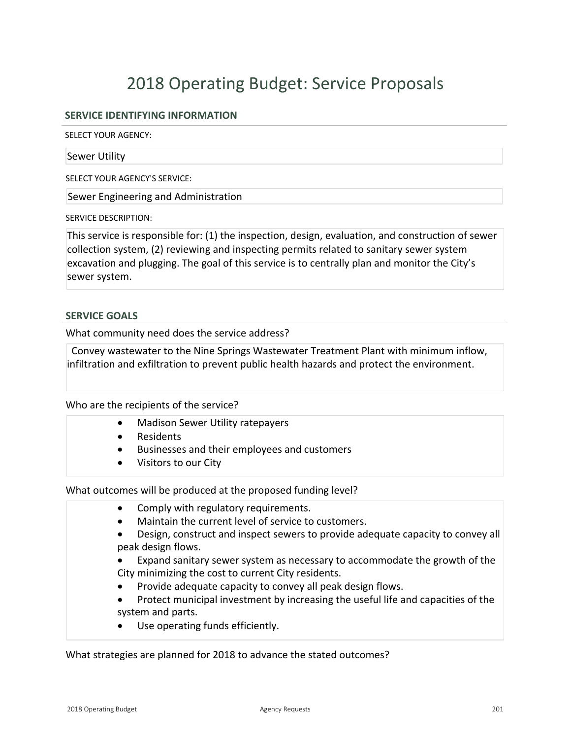# 2018 Operating Budget: Service Proposals

## SERVICE IDENTIFYING INFORMATION

SELECT YOUR AGENCY:

Sewer Utility

SELECT YOUR AGENCY'S SERVICE:

Sewer Engineering and Administration

SERVICE DESCRIPTION:

This service is responsible for: (1) the inspection, design, evaluation, and construction of sewer collection system, (2) reviewing and inspecting permits related to sanitary sewer system excavation and plugging. The goal of this service is to centrally plan and monitor the City's sewer system.

## SERVICE GOALS

What community need does the service address?

Convey wastewater to the Nine Springs Wastewater Treatment Plant with minimum inflow, infiltration and exfiltration to prevent public health hazards and protect the environment.

Who are the recipients of the service?

- Madison Sewer Utility ratepayers
- Residents
- Businesses and their employees and customers
- Visitors to our City

What outcomes will be produced at the proposed funding level?

- Comply with regulatory requirements.
- Maintain the current level of service to customers.
- Design, construct and inspect sewers to provide adequate capacity to convey all peak design flows.
- Expand sanitary sewer system as necessary to accommodate the growth of the City minimizing the cost to current City residents.
- Provide adequate capacity to convey all peak design flows.
- Protect municipal investment by increasing the useful life and capacities of the system and parts.
- Use operating funds efficiently.

What strategies are planned for 2018 to advance the stated outcomes?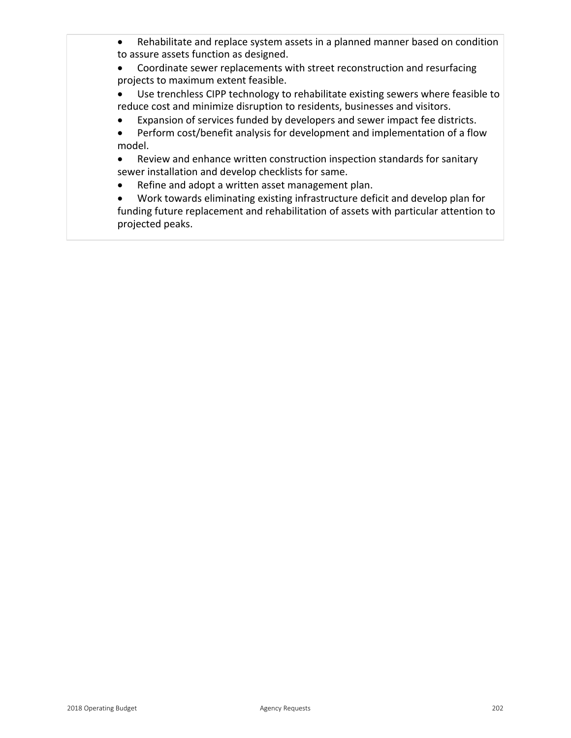- Rehabilitate and replace system assets in a planned manner based on condition to assure assets function as designed.
- Coordinate sewer replacements with street reconstruction and resurfacing projects to maximum extent feasible.
- Use trenchless CIPP technology to rehabilitate existing sewers where feasible to reduce cost and minimize disruption to residents, businesses and visitors.
- Expansion of services funded by developers and sewer impact fee districts.
- Perform cost/benefit analysis for development and implementation of a flow model.
- Review and enhance written construction inspection standards for sanitary sewer installation and develop checklists for same.
- Refine and adopt a written asset management plan.
- Work towards eliminating existing infrastructure deficit and develop plan for funding future replacement and rehabilitation of assets with particular attention to projected peaks.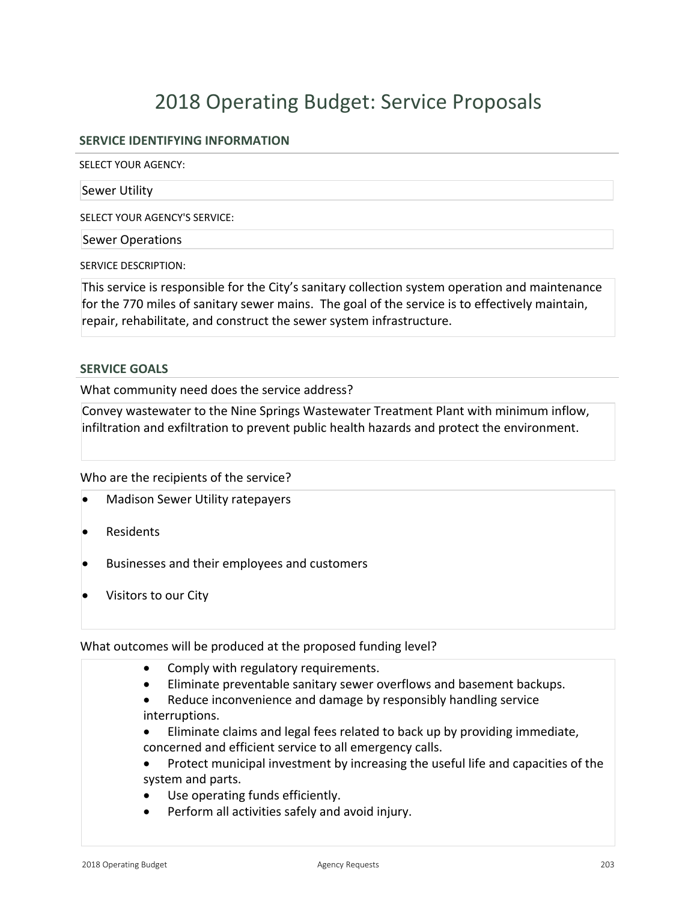# 2018 Operating Budget: Service Proposals

## SERVICE IDENTIFYING INFORMATION

SELECT YOUR AGENCY:

Sewer Utility

SELECT YOUR AGENCY'S SERVICE:

Sewer Operations

SERVICE DESCRIPTION:

This service is responsible for the City's sanitary collection system operation and maintenance for the 770 miles of sanitary sewer mains. The goal of the service is to effectively maintain, repair, rehabilitate, and construct the sewer system infrastructure.

## SERVICE GOALS

What community need does the service address?

Convey wastewater to the Nine Springs Wastewater Treatment Plant with minimum inflow, infiltration and exfiltration to prevent public health hazards and protect the environment.

Who are the recipients of the service?

- Madison Sewer Utility ratepayers
- Residents
- Businesses and their employees and customers
- Visitors to our City

What outcomes will be produced at the proposed funding level?

- Comply with regulatory requirements.
- Eliminate preventable sanitary sewer overflows and basement backups.
- Reduce inconvenience and damage by responsibly handling service interruptions.
- Eliminate claims and legal fees related to back up by providing immediate, concerned and efficient service to all emergency calls.
- Protect municipal investment by increasing the useful life and capacities of the system and parts.
- Use operating funds efficiently.
- Perform all activities safely and avoid injury.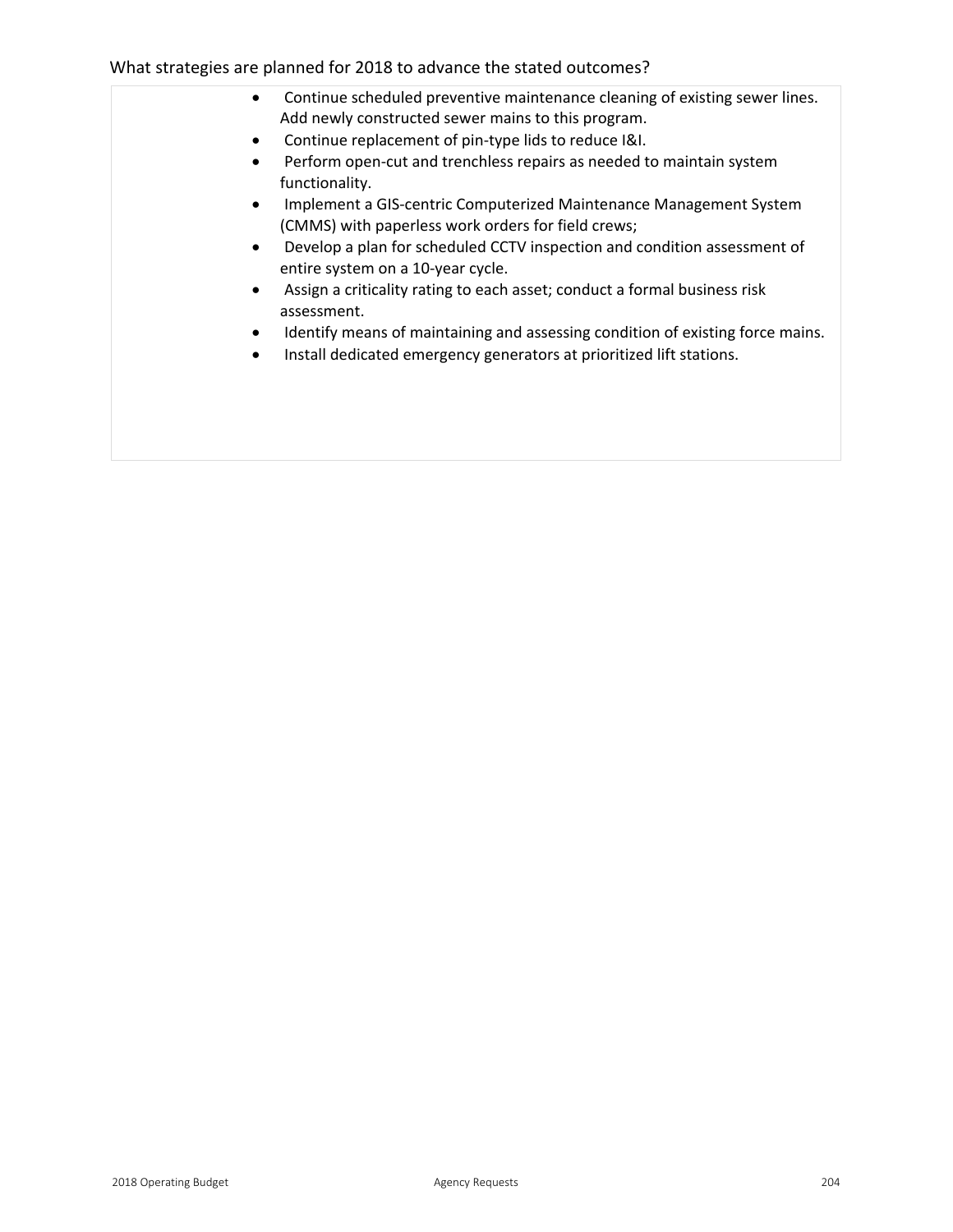What strategies are planned for 2018 to advance the stated outcomes?

- Continue scheduled preventive maintenance cleaning of existing sewer lines. Add newly constructed sewer mains to this program.
- Continue replacement of pin-type lids to reduce I&I.
- Perform open-cut and trenchless repairs as needed to maintain system functionality.
- Implement a GIS-centric Computerized Maintenance Management System (CMMS) with paperless work orders for field crews;
- Develop a plan for scheduled CCTV inspection and condition assessment of entire system on a 10-year cycle.
- Assign a criticality rating to each asset; conduct a formal business risk assessment.
- Identify means of maintaining and assessing condition of existing force mains.
- Install dedicated emergency generators at prioritized lift stations.